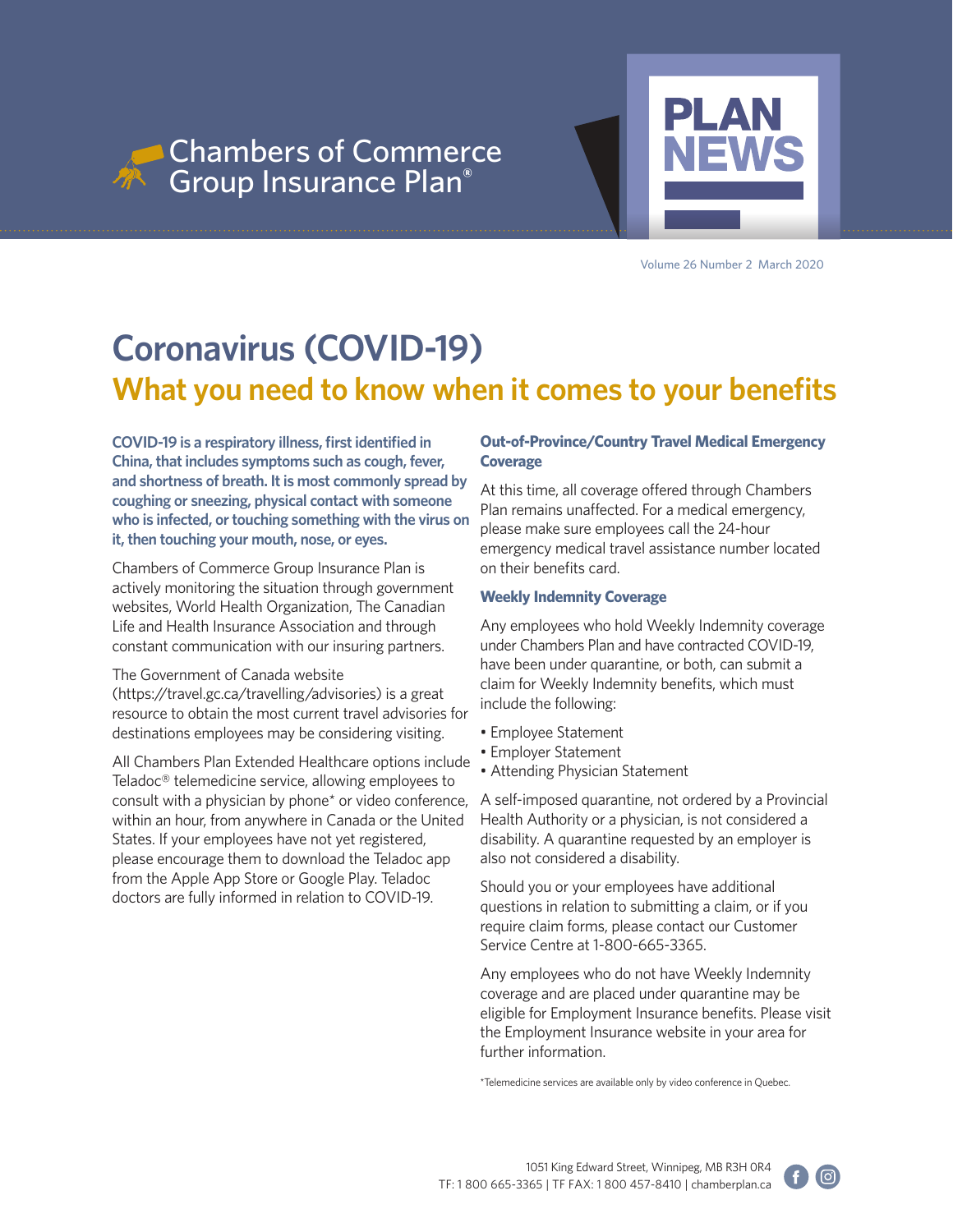Chambers of Commerce Group Insurance Plan®

# PLAN NEWS

Volume 26 Number 2 March 2020

# Coronavirus (COVID-19)

## What you need to know when it comes to your benefits

**COVID-19 is a respiratory illness, first identified in China, that includes symptoms such as cough, fever, and shortness of breath. It is most commonly spread by coughing or sneezing, physical contact with someone who is infected, or touching something with the virus on it, then touching your mouth, nose, or eyes.**

Chambers of Commerce Group Insurance Plan is actively monitoring the situation through government websites, World Health Organization, The Canadian Life and Health Insurance Association and through constant communication with our insuring partners.

The Government of Canada website (https://travel.gc.ca/travelling/advisories) is a great resource to obtain the most current travel advisories for destinations employees may be considering visiting.

All Chambers Plan Extended Healthcare options include Teladoc® telemedicine service, allowing employees to consult with a physician by phone* or video conference, within an hour, from anywhere in Canada or the United States. If your employees have not yet registered, please encourage them to download the Teladoc app from the Apple App Store or Google Play. Teladoc doctors are fully informed in relation to COVID-19.

### Out-of-Province/Country Travel Medical Emergency Coverage

At this time, all coverage offered through Chambers Plan remains unaffected. For a medical emergency, please make sure employees call the 24-hour emergency medical travel assistance number located on their benefits card.

### Weekly Indemnity Coverage

Any employees who hold Weekly Indemnity coverage under Chambers Plan and have contracted COVID-19, have been under quarantine, or both, can submit a claim for Weekly Indemnity benefits, which must include the following:

- Employee Statement
- Employer Statement
- Attending Physician Statement

A self-imposed quarantine, not ordered by a Provincial Health Authority or a physician, is not considered a disability. A quarantine requested by an employer is also not considered a disability.

Should you or your employees have additional questions in relation to submitting a claim, or if you require claim forms, please contact our Customer Service Centre at 1-800-665-3365.

Any employees who do not have Weekly Indemnity coverage and are placed under quarantine may be eligible for Employment Insurance benefits. Please visit the Employment Insurance website in your area for further information.

*Telemedicine services are available only by video conference in Quebec.

1051 King Edward Street, Winnipeg, MB R3H 0R4
TF: 1 800 665-3365 | TF FAX: 1 800 457-8410 | chamberplan.ca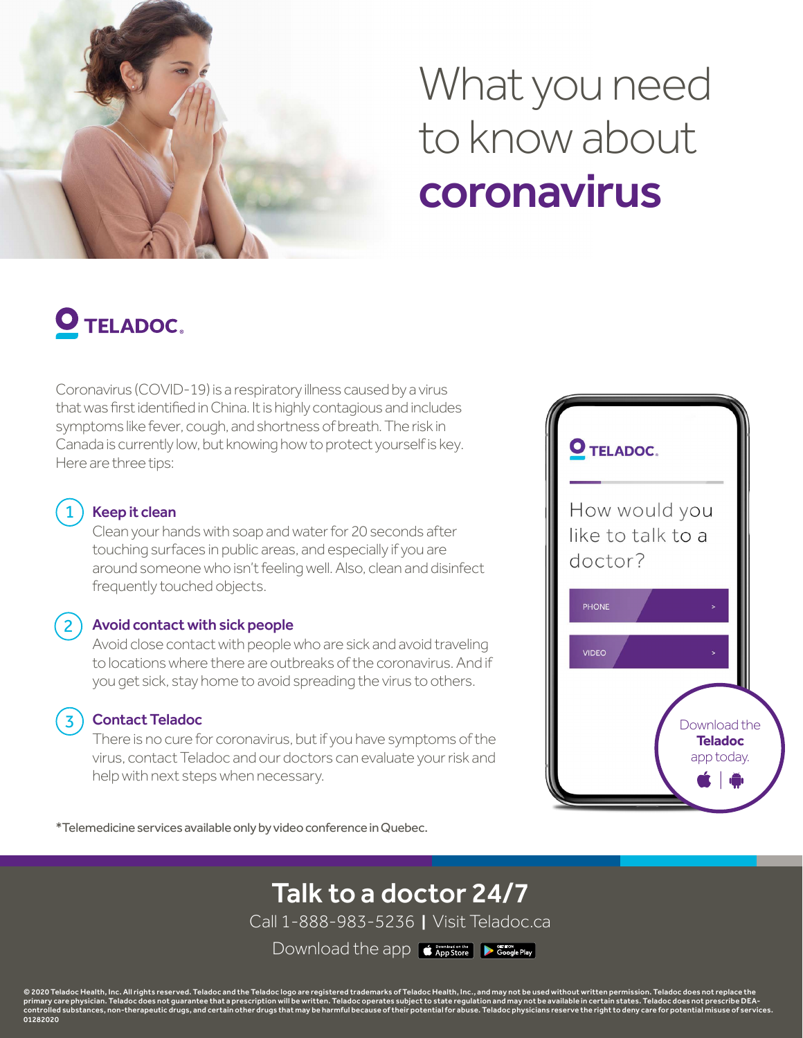# What you need to know about **coronavirus**

TELADOC.

Coronavirus (COVID-19) is a respiratory illness caused by a virus that was first identified in China. It is highly contagious and includes symptoms like fever, cough, and shortness of breath. The risk in Canada is currently low, but knowing how to protect yourself is key. Here are three tips:

1. **Keep it clean**
   Clean your hands with soap and water for 20 seconds after touching surfaces in public areas, and especially if you are around someone who isn't feeling well. Also, clean and disinfect frequently touched objects.

2. **Avoid contact with sick people**
   Avoid close contact with people who are sick and avoid traveling to locations where there are outbreaks of the coronavirus. And if you get sick, stay home to avoid spreading the virus to others.

3. **Contact Teladoc**
   There is no cure for coronavirus, but if you have symptoms of the virus, contact Teladoc and our doctors can evaluate your risk and help with next steps when necessary.

*Telemedicine services available only by video conference in Quebec.

TELADOC.

How would you like to talk to a doctor?

PHONE >

VIDEO >

Download the **Teladoc** app today.

## Talk to a doctor 24/7

Call 1-888-983-5236 | Visit Teladoc.ca

Download the app App Store Google Play

© 2020 Teladoc Health, Inc. All rights reserved. Teladoc and the Teladoc logo are registered trademarks of Teladoc Health, Inc., and may not be used without written permission. Teladoc does not replace the primary care physician. Teladoc does not guarantee that a prescription will be written. Teladoc operates subject to state regulation and may not be available in certain states. Teladoc does not prescribe DEA-controlled substances, non-therapeutic drugs, and certain other drugs that may be harmful because of their potential for abuse. Teladoc physicians reserve the right to deny care for potential misuse of services. 01282020